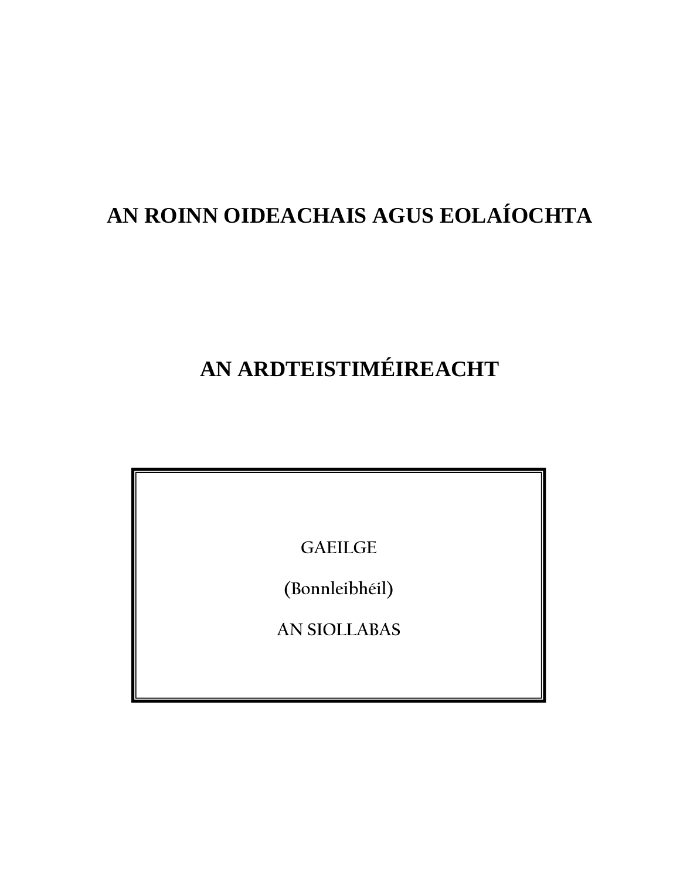# AN ROINN OIDEACHAIS AGUS EOLAÍOCHTA

# AN ARDTEISTIMÉIREACHT

GAEILGE

(Bonnleibhéil)

AN SIOLLABAS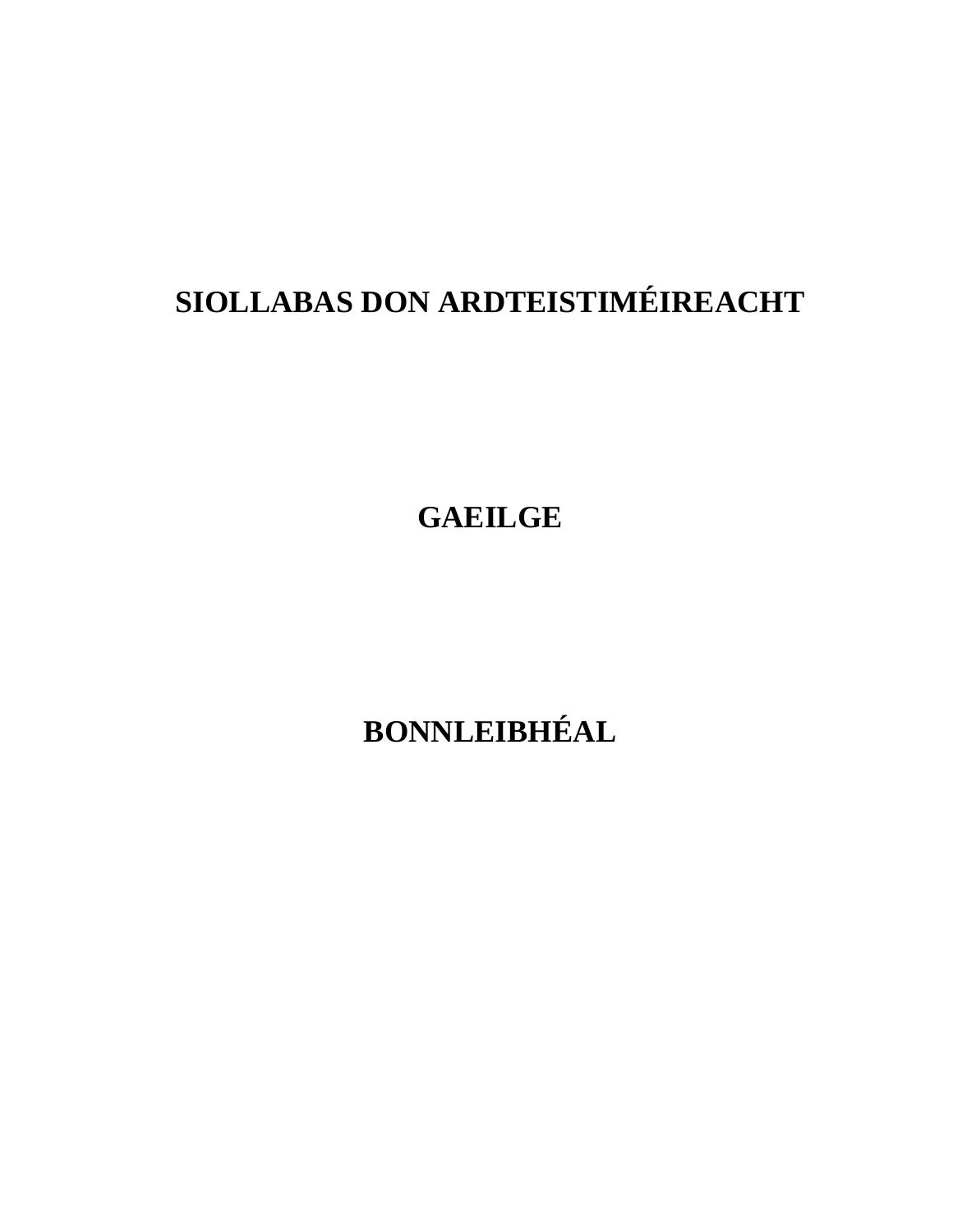# SIOLLABAS DON ARDTEISTIMÉIREACHT

# GAEILGE

# BONNLEIBHÉAL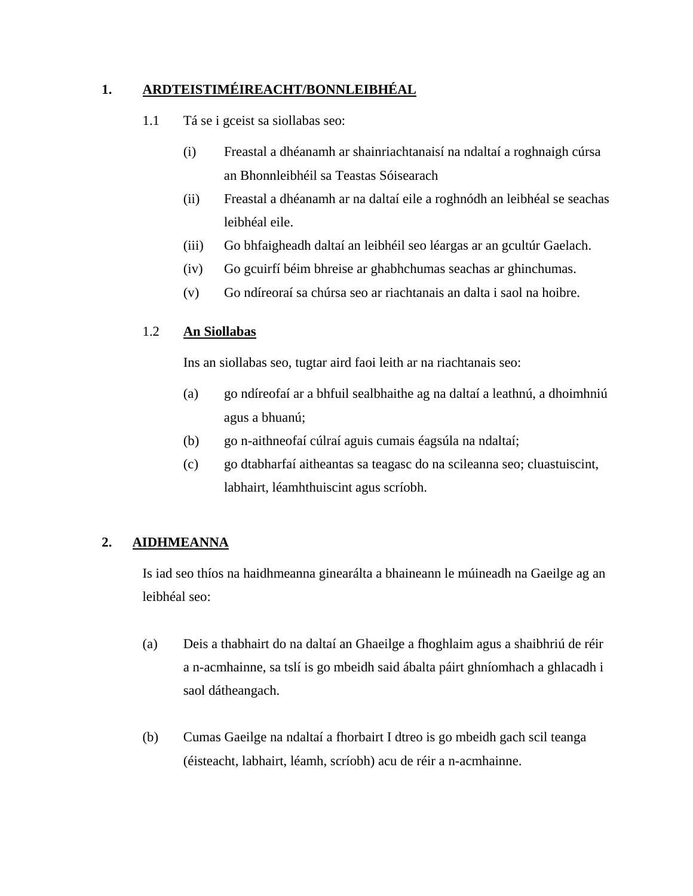## 1. ARDTEISTIMÉIREACHT/BONNLEIBHÉAL

1.1 Tá se i gceist sa siollabas seo:

(i) Freastal a dhéanamh ar shainriachtanaisí na ndaltaí a roghnaigh cúrsa an Bhonnleibhéil sa Teastas Sóisearach

(ii) Freastal a dhéanamh ar na daltaí eile a roghnódh an leibhéal se seachas leibhéal eile.

(iii) Go bhfaigheadh daltaí an leibhéil seo léargas ar an gcultúr Gaelach.

(iv) Go gcuirfí béim bhreise ar ghabhchumas seachas ar ghinchumas.

(v) Go ndíreoraí sa chúrsa seo ar riachtanais an dalta i saol na hoibre.

### 1.2 An Siollabas

Ins an siollabas seo, tugtar aird faoi leith ar na riachtanais seo:

(a) go ndíreofaí ar a bhfuil sealbhaithe ag na daltaí a leathnú, a dhoimhniú agus a bhuanú;

(b) go n-aithneofaí cúlraí aguis cumais éagsúla na ndaltaí;

(c) go dtabharfaí aitheantas sa teagasc do na scileanna seo; cluastuiscint, labhairt, léamhthuiscint agus scríobh.

## 2. AIDHMEANNA

Is iad seo thíos na haidhmeanna ginearálta a bhaineann le múineadh na Gaeilge ag an leibhéal seo:

(a) Deis a thabhairt do na daltaí an Ghaeilge a fhoghlaim agus a shaibhriú de réir a n-acmhainne, sa tslí is go mbeidh said ábalta páirt ghníomhach a ghlacadh i saol dátheangach.

(b) Cumas Gaeilge na ndaltaí a fhorbairt I dtreo is go mbeidh gach scil teanga (éisteacht, labhairt, léamh, scríobh) acu de réir a n-acmhainne.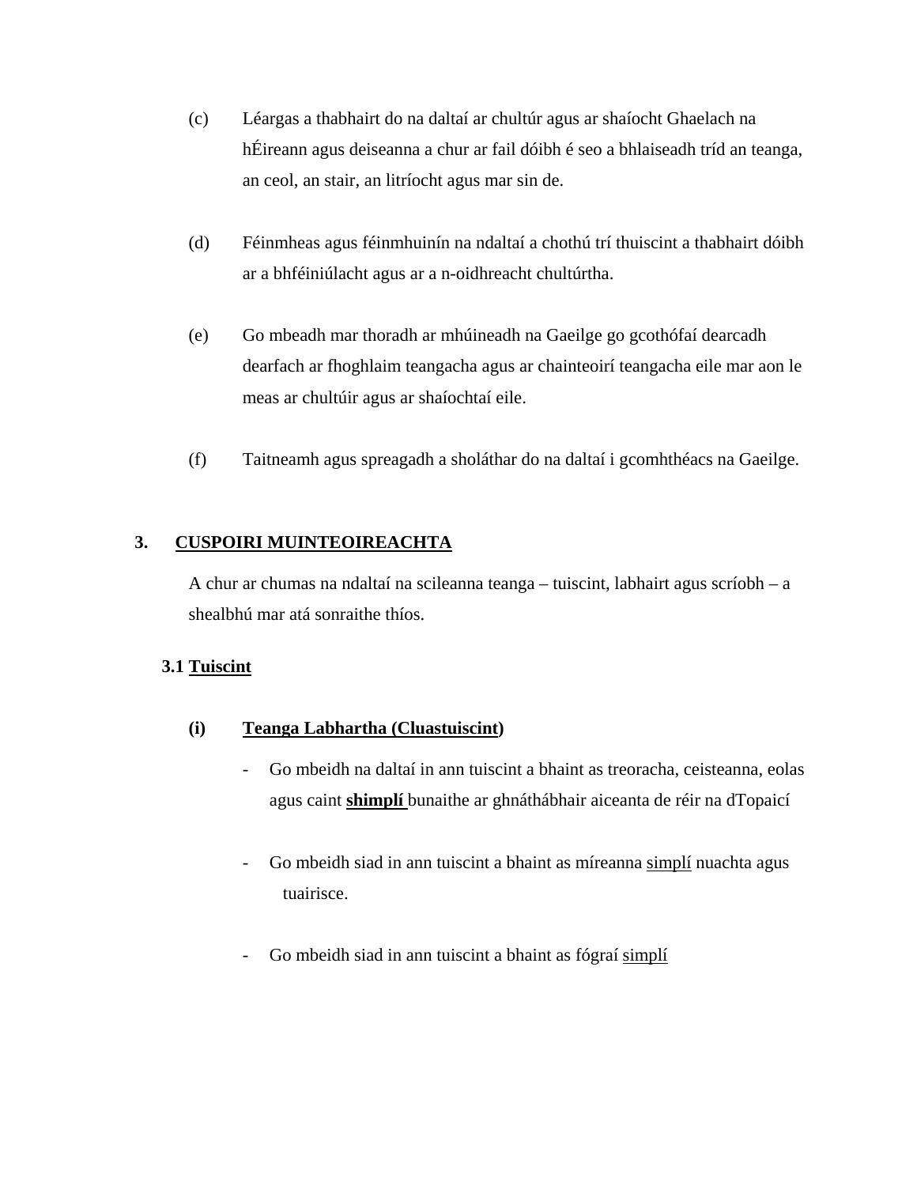(c) Léargas a thabhairt do na daltaí ar chultúr agus ar shaíocht Ghaelach na hÉireann agus deiseanna a chur ar fail dóibh é seo a bhlaiseadh tríd an teanga, an ceol, an stair, an litríocht agus mar sin de.

(d) Féinmheas agus féinmhuinín na ndaltaí a chothú trí thuiscint a thabhairt dóibh ar a bhféiniúlacht agus ar a n-oidhreacht chultúrtha.

(e) Go mbeadh mar thoradh ar mhúineadh na Gaeilge go gcothófaí dearcadh dearfach ar fhoghlaim teangacha agus ar chainteoirí teangacha eile mar aon le meas ar chultúir agus ar shaíochtaí eile.

(f) Taitneamh agus spreagadh a sholáthar do na daltaí i gcomhthéacs na Gaeilge.

## 3. CUSPOIRI MUINTEOIREACHTA

A chur ar chumas na ndaltaí na scileanna teanga – tuiscint, labhairt agus scríobh – a shealbhú mar atá sonraithe thíos.

### 3.1 Tuiscint

**(i) Teanga Labhartha (Cluastuiscint)**

- Go mbeidh na daltaí in ann tuiscint a bhaint as treoracha, ceisteanna, eolas agus caint **shimplí** bunaithe ar ghnáthábhair aiceanta de réir na dTopaicí

- Go mbeidh siad in ann tuiscint a bhaint as míreanna simplí nuachta agus tuairisce.

- Go mbeidh siad in ann tuiscint a bhaint as fógraí simplí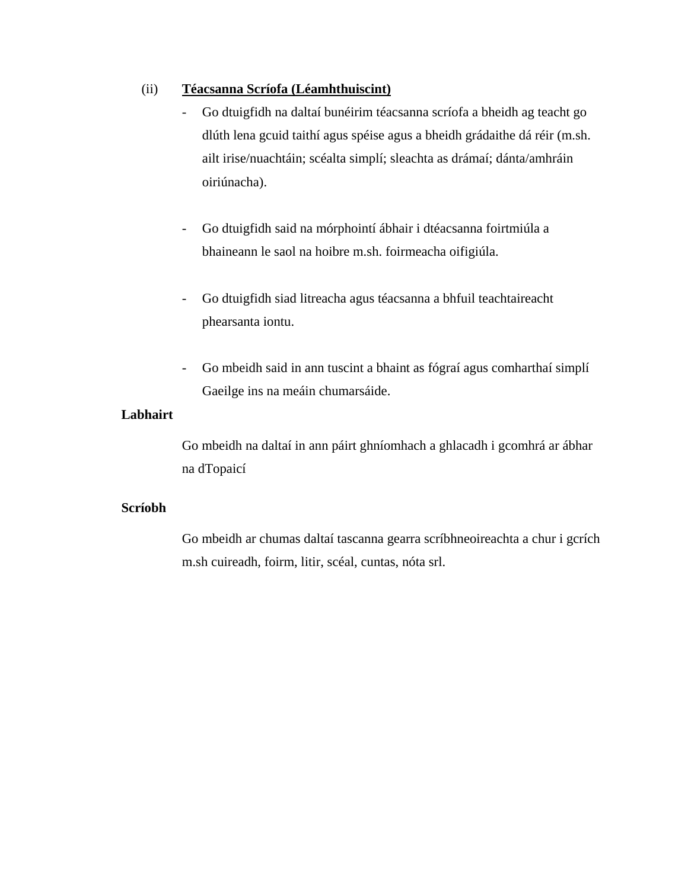(ii) **<u>Téacsanna Scríofa (Léamhthuiscint)</u>**

- Go dtuigfidh na daltaí bunéirim téacsanna scríofa a bheidh ag teacht go dlúth lena gcuid taithí agus spéise agus a bheidh grádaithe dá réir (m.sh. ailt irise/nuachtáin; scéalta simplí; sleachta as drámaí; dánta/amhráin oiriúnacha).

- Go dtuigfidh said na mórphointí ábhair i dtéacsanna foirtmiúla a bhaineann le saol na hoibre m.sh. foirmeacha oifigiúla.

- Go dtuigfidh siad litreacha agus téacsanna a bhfuil teachtaireacht phearsanta iontu.

- Go mbeidh said in ann tuscint a bhaint as fógraí agus comharthaí simplí Gaeilge ins na meáin chumarsáide.

**Labhairt**

Go mbeidh na daltaí in ann páirt ghníomhach a ghlacadh i gcomhrá ar ábhar na dTopaicí

**Scríobh**

Go mbeidh ar chumas daltaí tascanna gearra scríbhneoireachta a chur i gcrích m.sh cuireadh, foirm, litir, scéal, cuntas, nóta srl.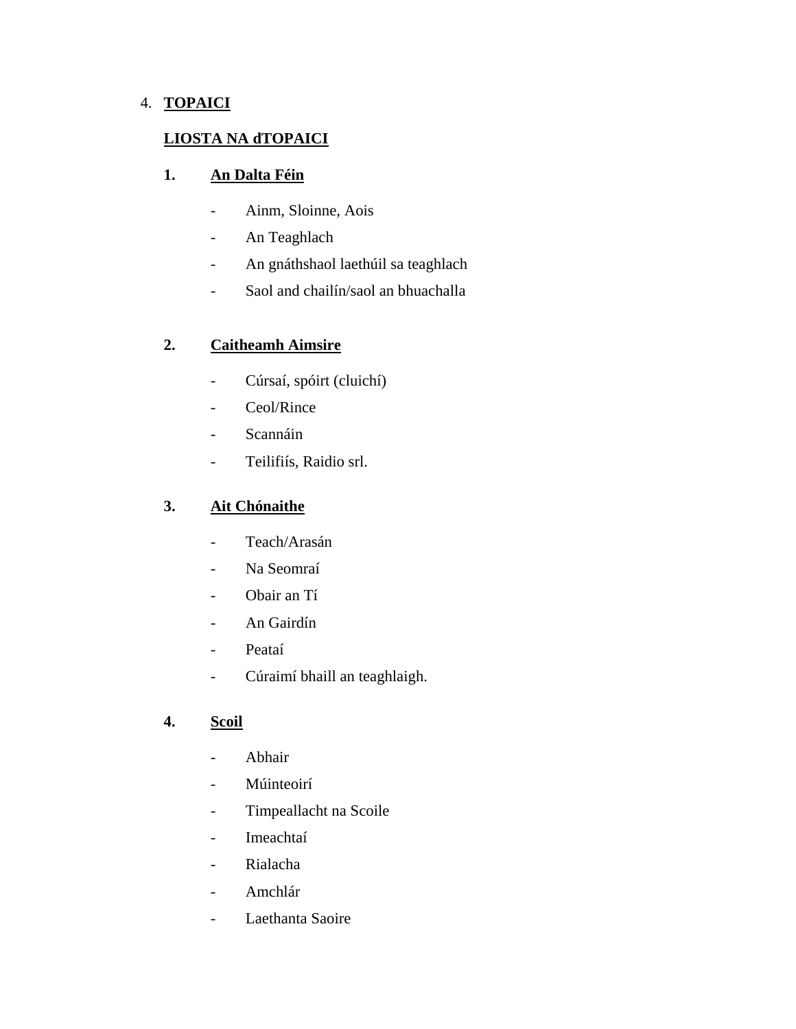4. **TOPAICI**

**LIOSTA NA dTOPAICI**

**1. An Dalta Féin**

- Ainm, Sloinne, Aois
- An Teaghlach
- An gnáthshaol laethúil sa teaghlach
- Saol and chailín/saol an bhuachalla

**2. Caitheamh Aimsire**

- Cúrsaí, spóirt (cluichí)
- Ceol/Rince
- Scannáin
- Teilifiís, Raidio srl.

**3. Ait Chónaithe**

- Teach/Arasán
- Na Seomraí
- Obair an Tí
- An Gairdín
- Peataí
- Cúraimí bhaill an teaghlaigh.

**4. Scoil**

- Abhair
- Múinteoirí
- Timpeallacht na Scoile
- Imeachtaí
- Rialacha
- Amchlár
- Laethanta Saoire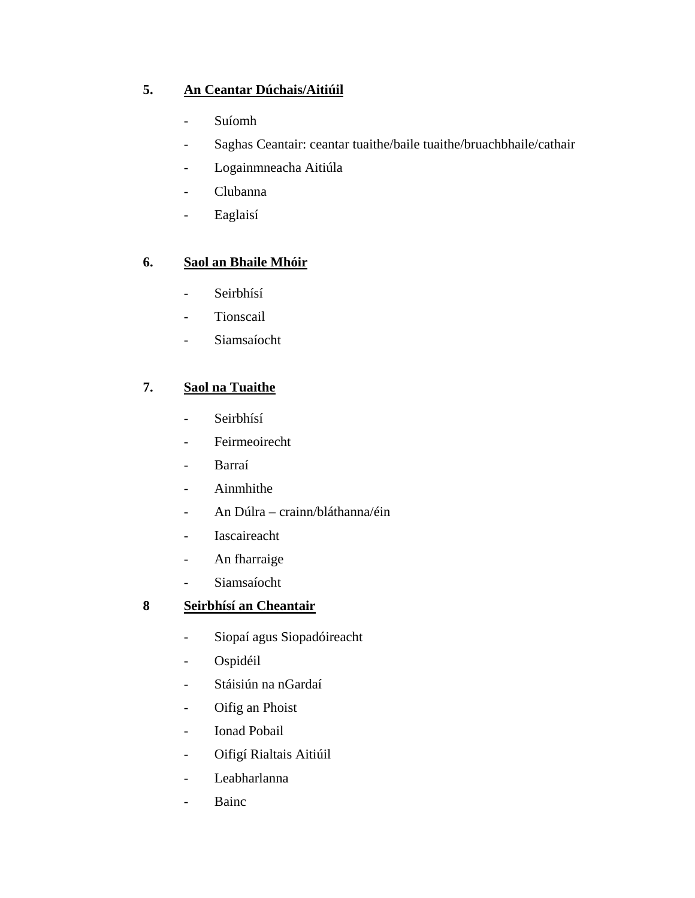**5. An Ceantar Dúchais/Aitiúil**

- Suíomh
- Saghas Ceantair: ceantar tuaithe/baile tuaithe/bruachbhaile/cathair
- Logainmneacha Aitiúla
- Clubanna
- Eaglaisí

**6. Saol an Bhaile Mhóir**

- Seirbhísí
- Tionscail
- Siamsaíocht

**7. Saol na Tuaithe**

- Seirbhísí
- Feirmeoirecht
- Barraí
- Ainmhithe
- An Dúlra – crainn/bláthanna/éin
- Iascaireacht
- An fharraige
- Siamsaíocht

**8 Seirbhísí an Cheantair**

- Siopaí agus Siopadóireacht
- Ospidéil
- Stáisiún na nGardaí
- Oifig an Phoist
- Ionad Pobail
- Oifigí Rialtais Aitiúil
- Leabharlanna
- Bainc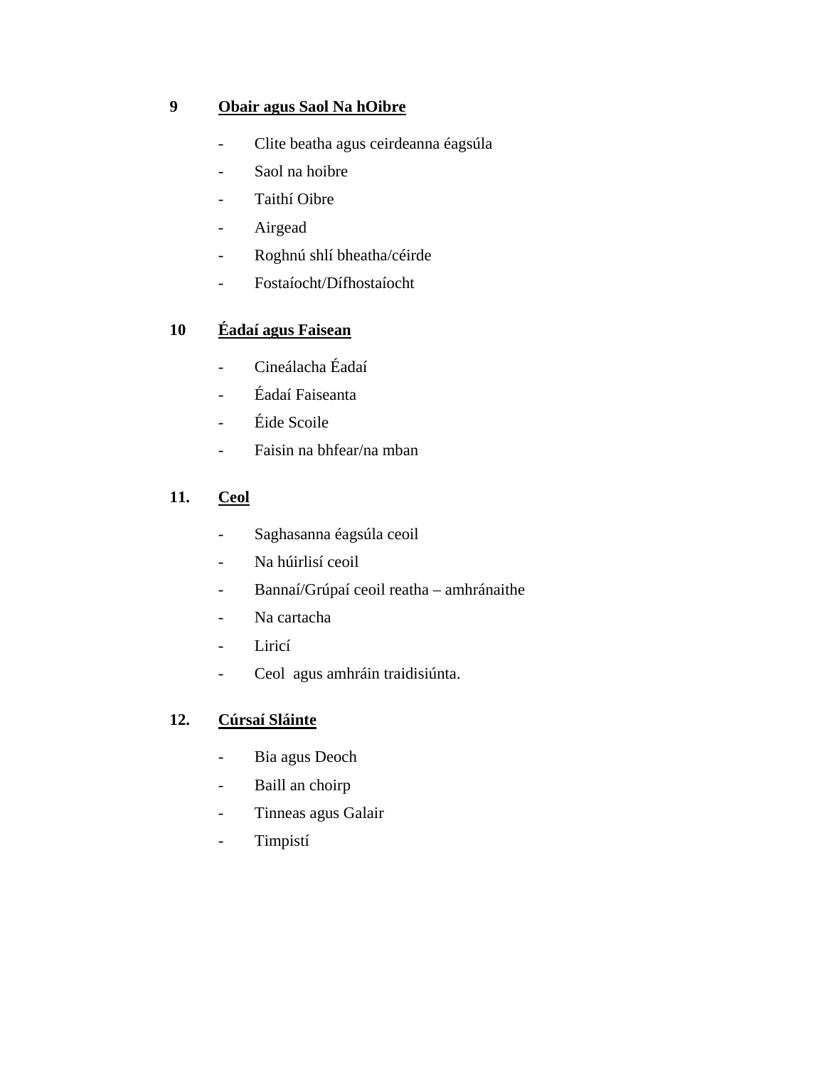**9 <u>Obair agus Saol Na hOibre</u>**

- Clite beatha agus ceirdeanna éagsúla
- Saol na hoibre
- Taithí Oibre
- Airgead
- Roghnú shlí bheatha/céirde
- Fostaíocht/Dífhostaíocht

**10 <u>Éadaí agus Faisean</u>**

- Cineálacha Éadaí
- Éadaí Faiseanta
- Éide Scoile
- Faisin na bhfear/na mban

**11. <u>Ceol</u>**

- Saghasanna éagsúla ceoil
- Na húirlisí ceoil
- Bannaí/Grúpaí ceoil reatha – amhránaithe
- Na cartacha
- Liricí
- Ceol agus amhráin traidisiúnta.

**12. <u>Cúrsaí Sláinte</u>**

- Bia agus Deoch
- Baill an choirp
- Tinneas agus Galair
- Timpistí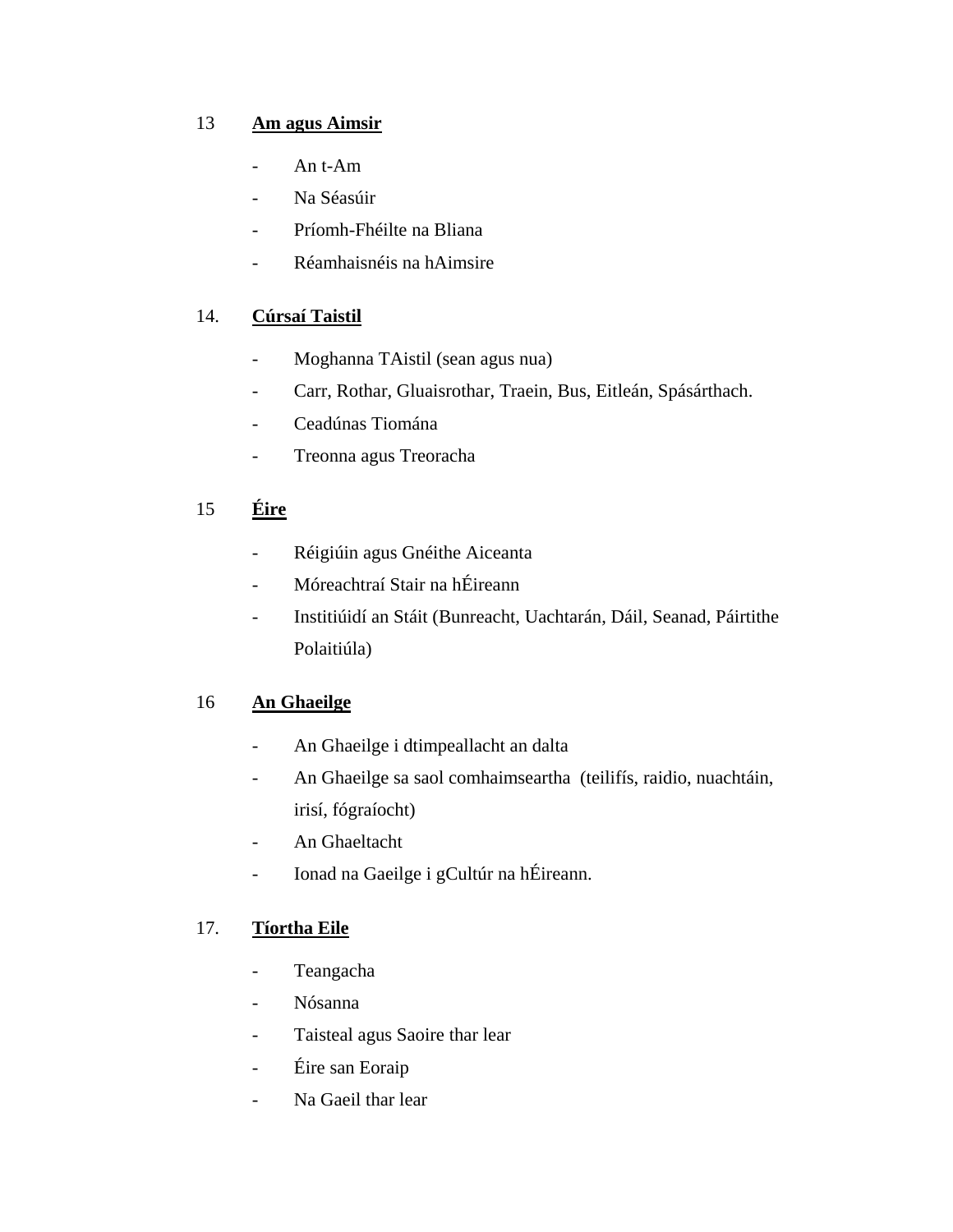13 **Am agus Aimsir**

- An t-Am
- Na Séasúir
- Príomh-Fhéilte na Bliana
- Réamhaisnéis na hAimsire

14. **Cúrsaí Taistil**

- Moghanna TAistil (sean agus nua)
- Carr, Rothar, Gluaisrothar, Traein, Bus, Eitleán, Spásárthach.
- Ceadúnas Tiomána
- Treonna agus Treoracha

15 **Éire**

- Réigiúin agus Gnéithe Aiceanta
- Móreachtraí Stair na hÉireann
- Institiúidí an Stáit (Bunreacht, Uachtarán, Dáil, Seanad, Páirtithe Polaitiúla)

16 **An Ghaeilge**

- An Ghaeilge i dtimpeallacht an dalta
- An Ghaeilge sa saol comhaimseartha (teilifís, raidio, nuachtáin, irisí, fógraíocht)
- An Ghaeltacht
- Ionad na Gaeilge i gCultúr na hÉireann.

17. **Tíortha Eile**

- Teangacha
- Nósanna
- Taisteal agus Saoire thar lear
- Éire san Eoraip
- Na Gaeil thar lear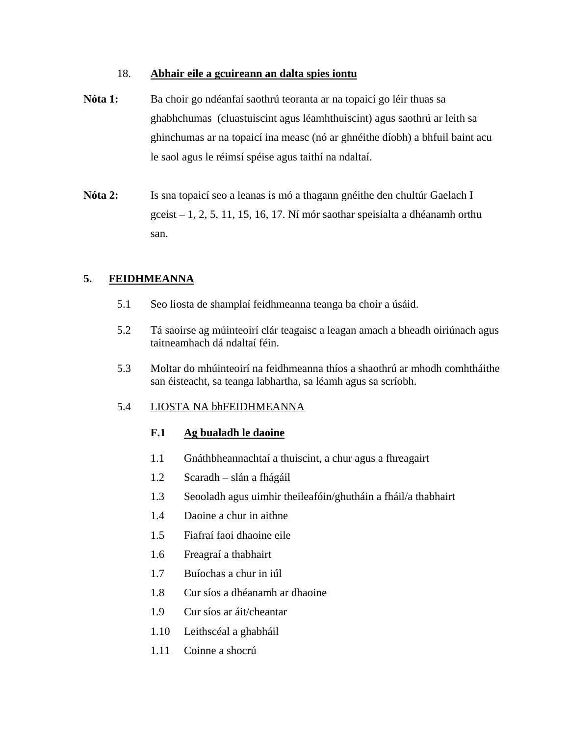18. **<u>Abhair eile a gcuireann an dalta spies iontu</u>**

**Nóta 1:** Ba choir go ndéanfaí saothrú teoranta ar na topaicí go léir thuas sa ghabhchumas (cluastuiscint agus léamhthuiscint) agus saothrú ar leith sa ghinchumas ar na topaicí ina measc (nó ar ghnéithe díobh) a bhfuil baint acu le saol agus le réimsí spéise agus taithí na ndaltaí.

**Nóta 2:** Is sna topaicí seo a leanas is mó a thagann gnéithe den chultúr Gaelach I gceist – 1, 2, 5, 11, 15, 16, 17. Ní mór saothar speisialta a dhéanamh orthu san.

## 5. <u>FEIDHMEANNA</u>

5.1 Seo liosta de shamplaí feidhmeanna teanga ba choir a úsáid.

5.2 Tá saoirse ag múinteoirí clár teagaisc a leagan amach a bheadh oiriúnach agus taitneamhach dá ndaltaí féin.

5.3 Moltar do mhúinteoirí na feidhmeanna thíos a shaothrú ar mhodh comhtháithe san éisteacht, sa teanga labhartha, sa léamh agus sa scríobh.

5.4 <u>LIOSTA NA bhFEIDHMEANNA</u>

**F.1 <u>Ag bualadh le daoine</u>**

1.1 Gnáthbheannachtaí a thuiscint, a chur agus a fhreagairt

1.2 Scaradh – slán a fhágáil

1.3 Seooladh agus uimhir theileafóin/ghutháin a fháil/a thabhairt

1.4 Daoine a chur in aithne

1.5 Fiafraí faoi dhaoine eile

1.6 Freagraí a thabhairt

1.7 Buíochas a chur in iúl

1.8 Cur síos a dhéanamh ar dhaoine

1.9 Cur síos ar áit/cheantar

1.10 Leithscéal a ghabháil

1.11 Coinne a shocrú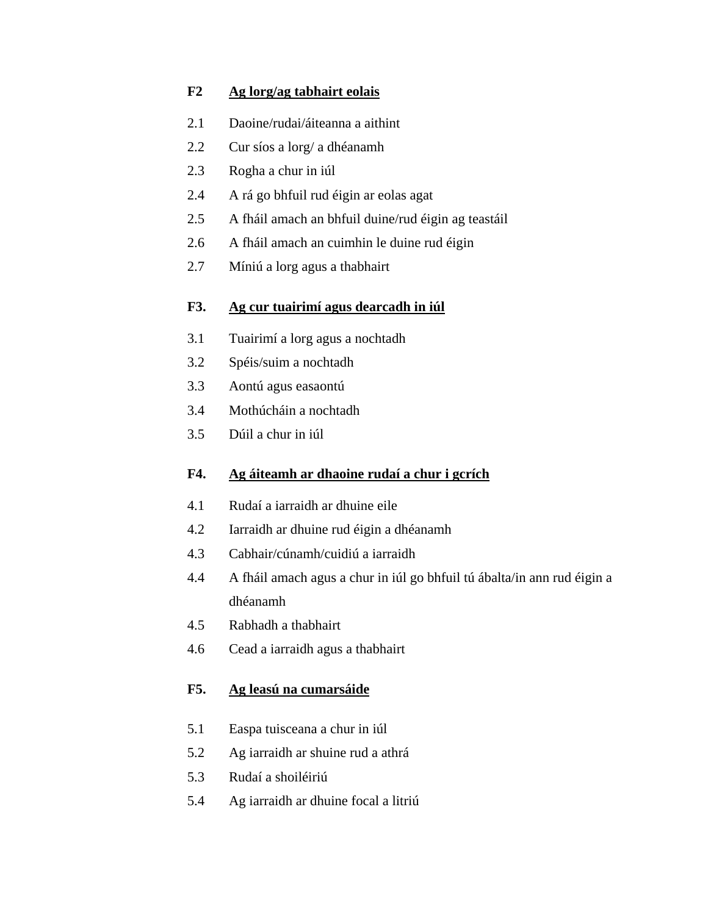**F2 Ag lorg/ag tabhairt eolais**

2.1 Daoine/rudaí/áiteanna a aithint

2.2 Cur síos a lorg/ a dhéanamh

2.3 Rogha a chur in iúl

2.4 A rá go bhfuil rud éigin ar eolas agat

2.5 A fháil amach an bhfuil duine/rud éigin ag teastáil

2.6 A fháil amach an cuimhin le duine rud éigin

2.7 Míniú a lorg agus a thabhairt

**F3. Ag cur tuairimí agus dearcadh in iúl**

3.1 Tuairimí a lorg agus a nochtadh

3.2 Spéis/suim a nochtadh

3.3 Aontú agus easaontú

3.4 Mothúcháin a nochtadh

3.5 Dúil a chur in iúl

**F4. Ag áiteamh ar dhaoine rudaí a chur i gcrích**

4.1 Rudaí a iarraidh ar dhuine eile

4.2 Iarraidh ar dhuine rud éigin a dhéanamh

4.3 Cabhair/cúnamh/cuidiú a iarraidh

4.4 A fháil amach agus a chur in iúl go bhfuil tú ábalta/in ann rud éigin a dhéanamh

4.5 Rabhadh a thabhairt

4.6 Cead a iarraidh agus a thabhairt

**F5. Ag leasú na cumarsáide**

5.1 Easpa tuisceana a chur in iúl

5.2 Ag iarraidh ar shuine rud a athrá

5.3 Rudaí a shoiléiriú

5.4 Ag iarraidh ar dhuine focal a litriú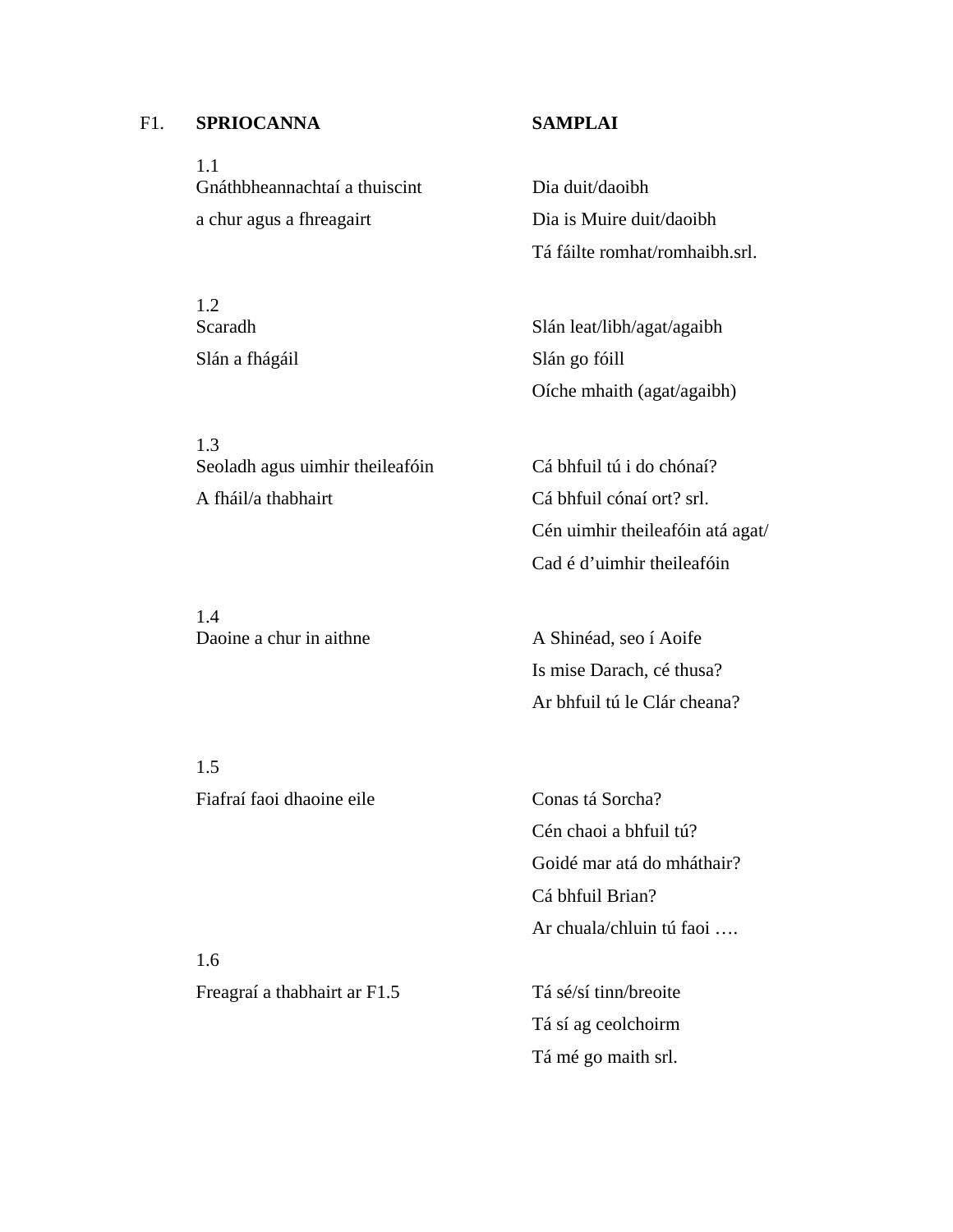| F1. | **SPRIOCANNA** | **SAMPLAI** |
|---|---|---|
| | 1.1<br>Gnáthbheannachtaí a thuiscint<br>a chur agus a fhreagairt | Dia duit/daoibh<br>Dia is Muire duit/daoibh<br>Tá fáilte romhat/romhaibh.srl. |
| | 1.2<br>Scaradh<br>Slán a fhágáil | Slán leat/libh/agat/agaibh<br>Slán go fóill<br>Oíche mhaith (agat/agaibh) |
| | 1.3<br>Seoladh agus uimhir theileafóin<br>A fháil/a thabhairt | Cá bhfuil tú i do chónaí?<br>Cá bhfuil cónaí ort? srl.<br>Cén uimhir theileafóin atá agat/<br>Cad é d'uimhir theileafóin |
| | 1.4<br>Daoine a chur in aithne | A Shinéad, seo í Aoife<br>Is mise Darach, cé thusa?<br>Ar bhfuil tú le Clár cheana? |
| | 1.5<br>Fiafraí faoi dhaoine eile | Conas tá Sorcha?<br>Cén chaoi a bhfuil tú?<br>Goidé mar atá do mháthair?<br>Cá bhfuil Brian?<br>Ar chuala/chluin tú faoi …. |
| | 1.6<br>Freagraí a thabhairt ar F1.5 | Tá sé/sí tinn/breoite<br>Tá sí ag ceolchoirm<br>Tá mé go maith srl. |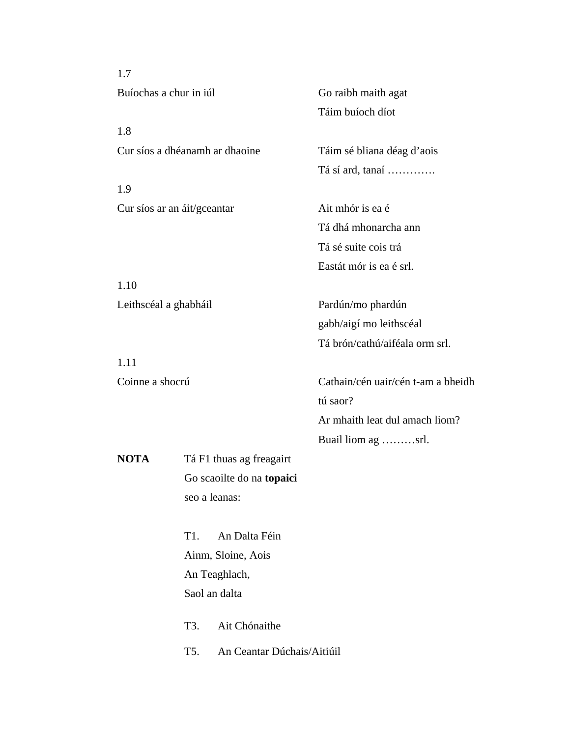1.7

Buíochas a chur in iúl

Go raibh maith agat
Táim buíoch díot

1.8

Cur síos a dhéanamh ar dhaoine

Táim sé bliana déag d'aois
Tá sí ard, tanaí ………….

1.9

Cur síos ar an áit/gceantar

Ait mhór is ea é
Tá dhá mhonarcha ann
Tá sé suite cois trá
Eastát mór is ea é srl.

1.10

Leithscéal a ghabháil

Pardún/mo phardún
gabh/aigí mo leithscéal
Tá brón/cathú/aiféala orm srl.

1.11

Coinne a shocrú

Cathain/cén uair/cén t-am a bheidh tú saor?
Ar mhaith leat dul amach liom?
Buail liom ag ………srl.

**NOTA** Tá F1 thuas ag freagairt Go scaoilte do na **topaici** seo a leanas:

T1. An Dalta Féin
Ainm, Sloine, Aois
An Teaghlach,
Saol an dalta

T3. Ait Chónaithe

T5. An Ceantar Dúchais/Aitiúil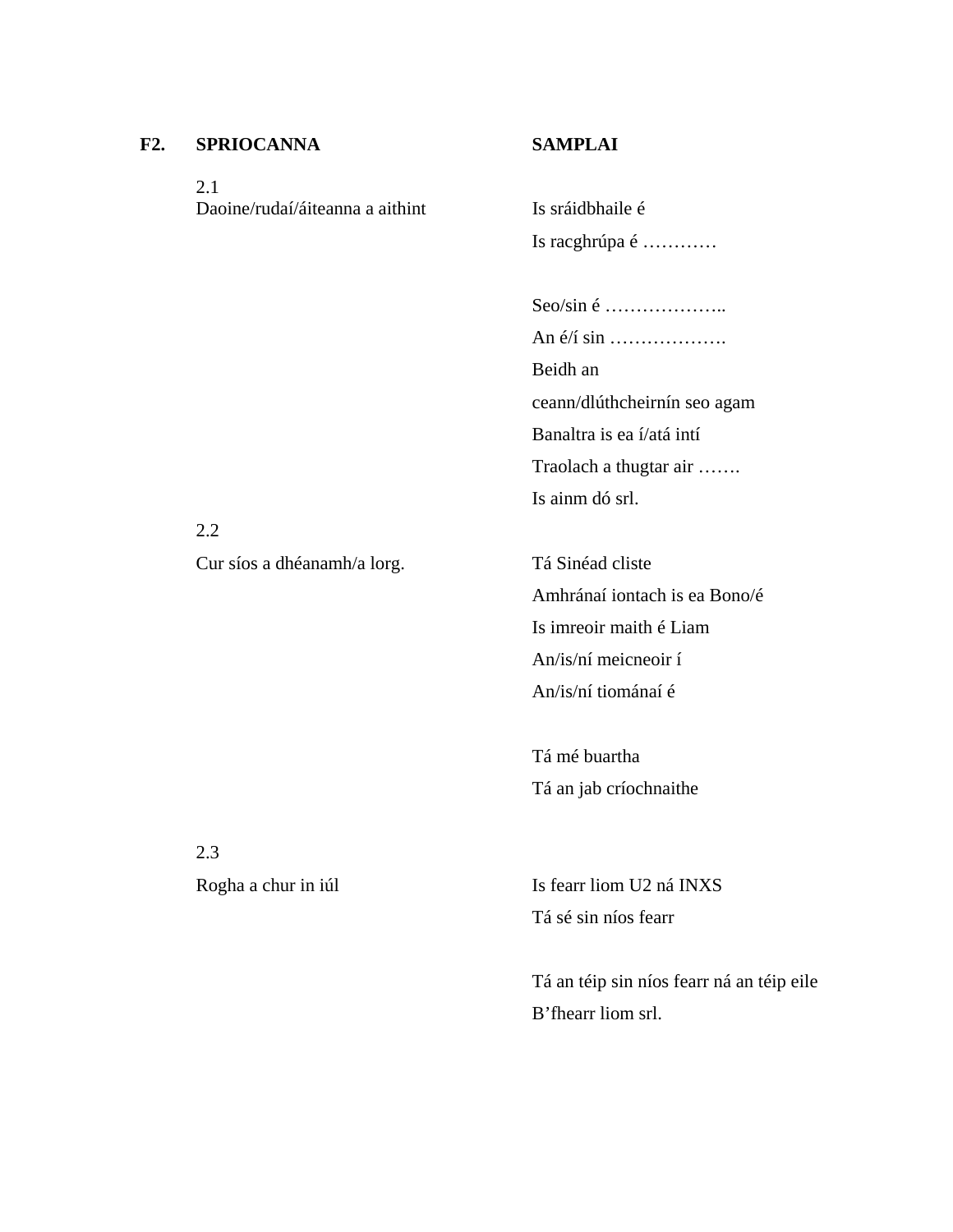| F2. SPRIOCANNA | SAMPLAI |
|---|---|
| 2.1<br>Daoine/rudaí/áiteanna a aithint | Is sráidbhaile é<br>Is racghrúpa é …………<br><br>Seo/sin é ………………..<br>An é/í sin ……………….<br>Beidh an ceann/dlúthcheirnín seo agam<br>Banaltra is ea í/atá intí<br>Traolach a thugtar air …….<br>Is ainm dó srl. |
| 2.2<br>Cur síos a dhéanamh/a lorg. | Tá Sinéad cliste<br>Amhránaí iontach is ea Bono/é<br>Is imreoir maith é Liam<br>An/is/ní meicneoir í<br>An/is/ní tiománaí é<br><br>Tá mé buartha<br>Tá an jab críochnaithe |
| 2.3<br>Rogha a chur in iúl | Is fearr liom U2 ná INXS<br>Tá sé sin níos fearr<br><br>Tá an téip sin níos fearr ná an téip eile<br>B'fhearr liom srl. |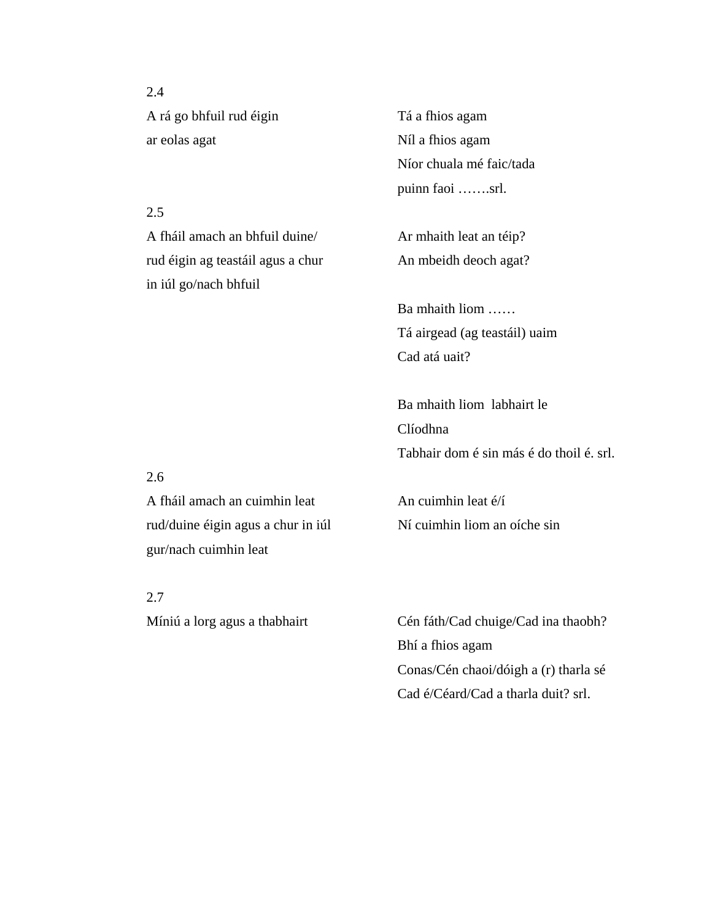2.4

| | |
|---|---|
| A rá go bhfuil rud éigin ar eolas agat | Tá a fhios agam<br>Níl a fhios agam<br>Níor chuala mé faic/tada puinn faoi …….srl. |

2.5

| | |
|---|---|
| A fháil amach an bhfuil duine/ rud éigin ag teastáil agus a chur in iúl go/nach bhfuil | Ar mhaith leat an téip?<br>An mbeidh deoch agat?<br><br>Ba mhaith liom ……<br>Tá airgead (ag teastáil) uaim<br>Cad atá uait?<br><br>Ba mhaith liom labhairt le Clíodhna<br>Tabhair dom é sin más é do thoil é. srl. |

2.6

| | |
|---|---|
| A fháil amach an cuimhin leat rud/duine éigin agus a chur in iúl gur/nach cuimhin leat | An cuimhin leat é/í<br>Ní cuimhin liom an oíche sin |

2.7

| | |
|---|---|
| Míniú a lorg agus a thabhairt | Cén fáth/Cad chuige/Cad ina thaobh?<br>Bhí a fhios agam<br>Conas/Cén chaoi/dóigh a (r) tharla sé<br>Cad é/Céard/Cad a tharla duit? srl. |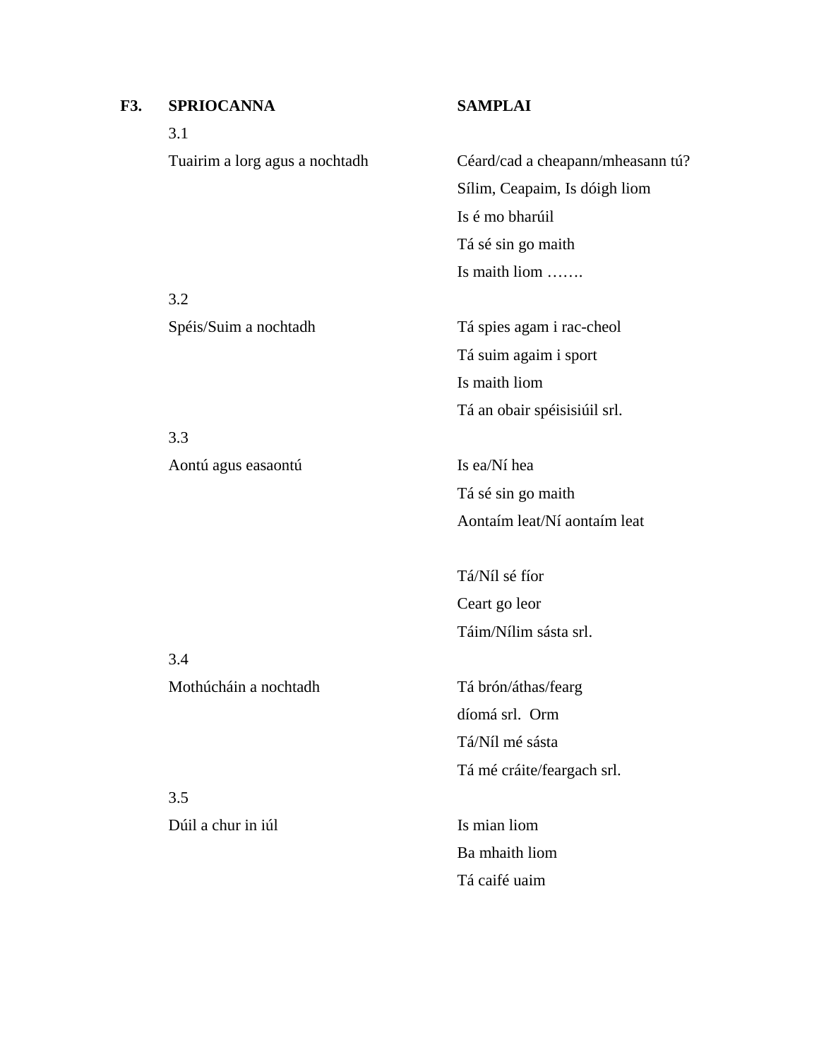| **F3.** | **SPRIOCANNA** | **SAMPLAI** |
|---|---|---|
| | 3.1 | |
| | Tuairim a lorg agus a nochtadh | Céard/cad a cheapann/mheasann tú? |
| | | Sílim, Ceapaim, Is dóigh liom |
| | | Is é mo bharúil |
| | | Tá sé sin go maith |
| | | Is maith liom ……. |
| | 3.2 | |
| | Spéis/Suim a nochtadh | Tá spies agam i rac-cheol |
| | | Tá suim agaim i sport |
| | | Is maith liom |
| | | Tá an obair spéisisiúil srl. |
| | 3.3 | |
| | Aontú agus easaontú | Is ea/Ní hea |
| | | Tá sé sin go maith |
| | | Aontaím leat/Ní aontaím leat |
| | | |
| | | Tá/Níl sé fíor |
| | | Ceart go leor |
| | | Táim/Nílim sásta srl. |
| | 3.4 | |
| | Mothúcháin a nochtadh | Tá brón/áthas/fearg |
| | | díomá srl. Orm |
| | | Tá/Níl mé sásta |
| | | Tá mé cráite/feargach srl. |
| | 3.5 | |
| | Dúil a chur in iúl | Is mian liom |
| | | Ba mhaith liom |
| | | Tá caifé uaim |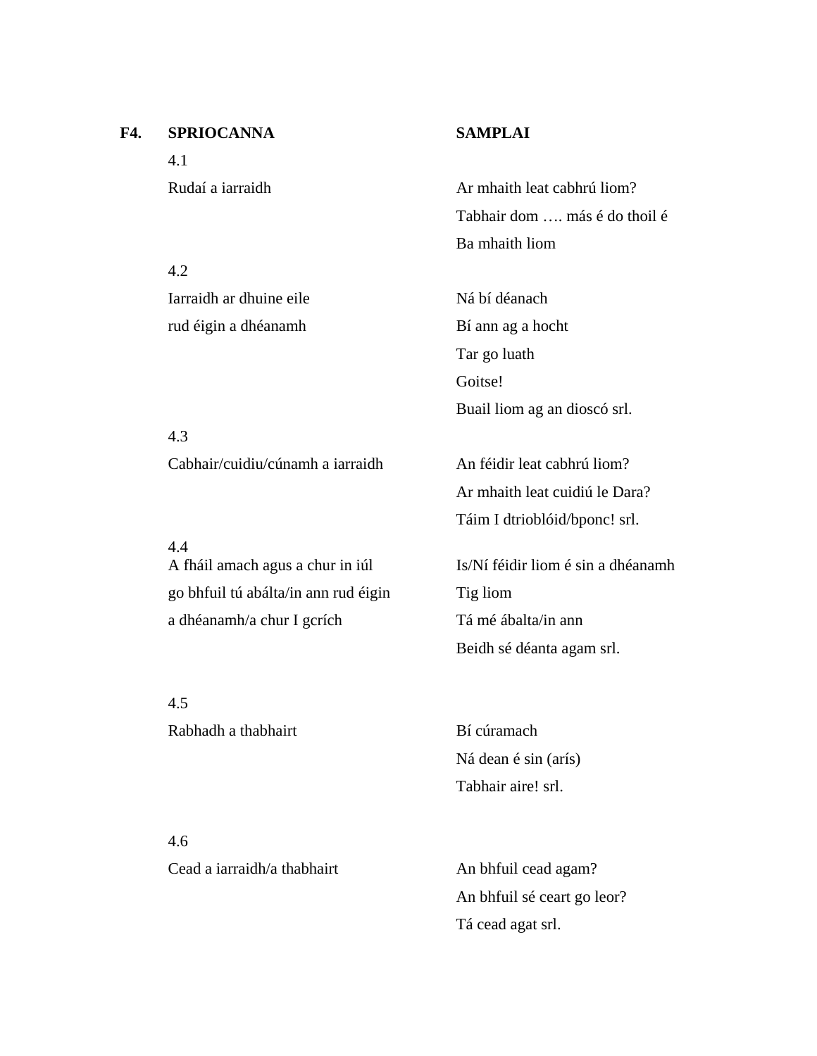| **F4.** | **SPRIOCANNA** | **SAMPLAI** |
|---|---|---|
| | 4.1 | |
| | Rudaí a iarraidh | Ar mhaith leat cabhrú liom?<br>Tabhair dom …. más é do thoil é<br>Ba mhaith liom |
| | 4.2 | |
| | Iarraidh ar dhuine eile rud éigin a dhéanamh | Ná bí déanach<br>Bí ann ag a hocht<br>Tar go luath<br>Goitse!<br>Buail liom ag an dioscó srl. |
| | 4.3 | |
| | Cabhair/cuidiu/cúnamh a iarraidh | An féidir leat cabhrú liom?<br>Ar mhaith leat cuidiú le Dara?<br>Táim I dtrioblóid/bponc! srl. |
| | 4.4 | |
| | A fháil amach agus a chur in iúl go bhfuil tú abálta/in ann rud éigin a dhéanamh/a chur I gcrích | Is/Ní féidir liom é sin a dhéanamh<br>Tig liom<br>Tá mé ábalta/in ann<br>Beidh sé déanta agam srl. |
| | 4.5 | |
| | Rabhadh a thabhairt | Bí cúramach<br>Ná dean é sin (arís)<br>Tabhair aire! srl. |
| | 4.6 | |
| | Cead a iarraidh/a thabhairt | An bhfuil cead agam?<br>An bhfuil sé ceart go leor?<br>Tá cead agat srl. |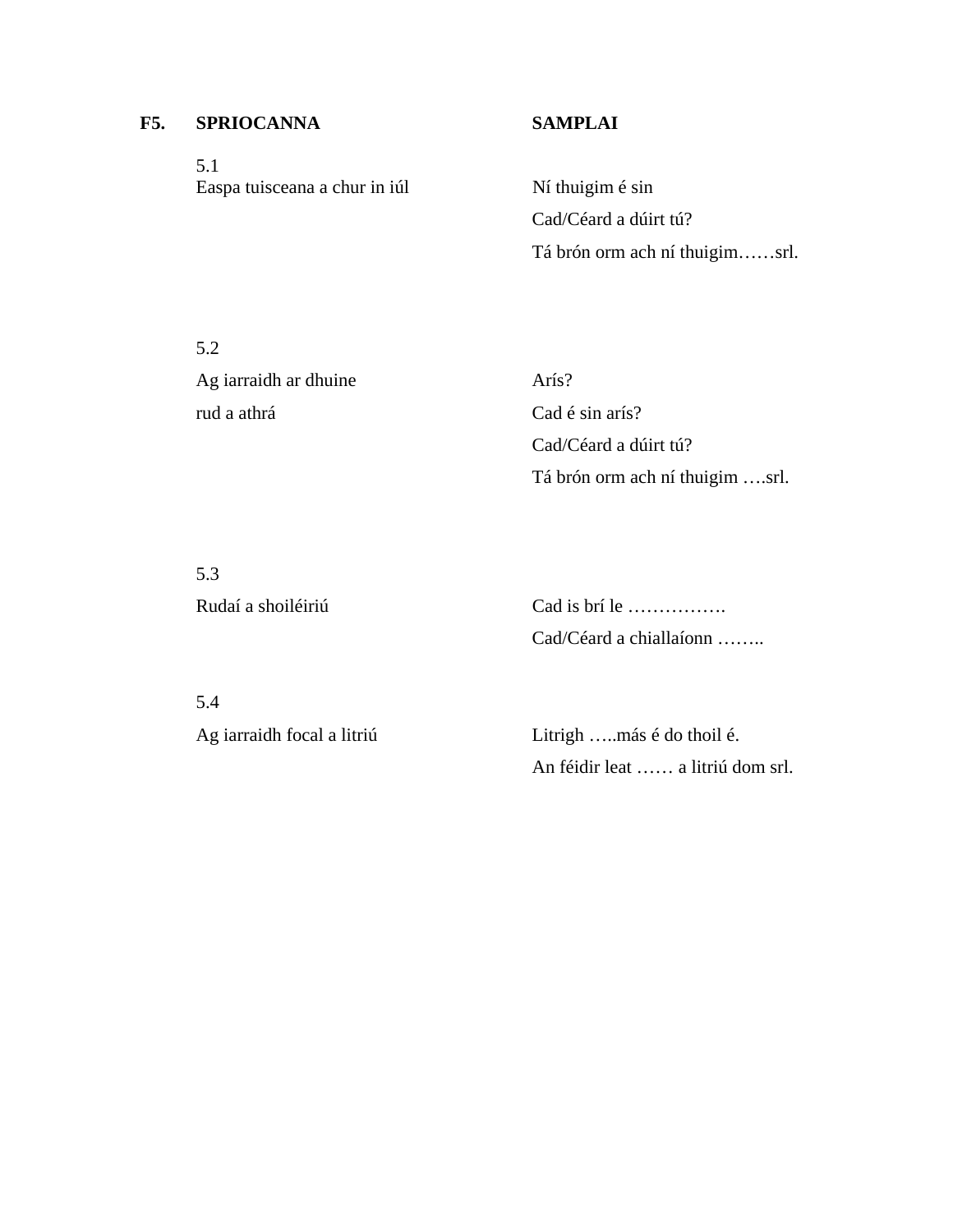| F5. | SPRIOCANNA | SAMPLAI |
|---|---|---|
| | 5.1<br>Easpa tuisceana a chur in iúl | Ní thuigim é sin<br>Cad/Céard a dúirt tú?<br>Tá brón orm ach ní thuigim……srl. |
| | 5.2<br>Ag iarraidh ar dhuine rud a athrá | Arís?<br>Cad é sin arís?<br>Cad/Céard a dúirt tú?<br>Tá brón orm ach ní thuigim ….srl. |
| | 5.3<br>Rudaí a shoiléiriú | Cad is brí le …………….<br>Cad/Céard a chiallaíonn …….. |
| | 5.4<br>Ag iarraidh focal a litriú | Litrigh …..más é do thoil é.<br>An féidir leat …… a litriú dom srl. |